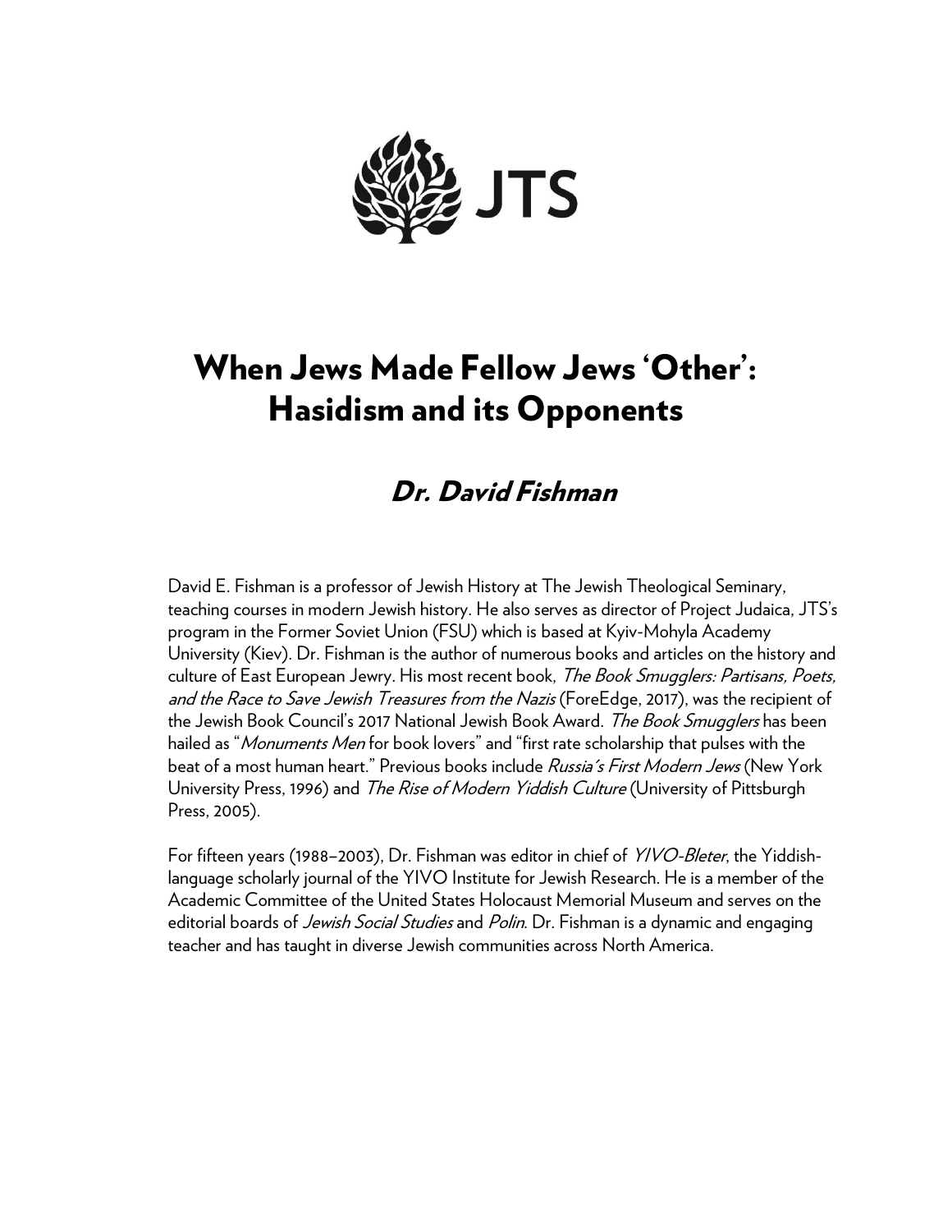JTS

# When Jews Made Fellow Jews 'Other': Hasidism and its Opponents

## *Dr. David Fishman*

David E. Fishman is a professor of Jewish History at The Jewish Theological Seminary, teaching courses in modern Jewish history. He also serves as director of Project Judaica, JTS's program in the Former Soviet Union (FSU) which is based at Kyiv-Mohyla Academy University (Kiev). Dr. Fishman is the author of numerous books and articles on the history and culture of East European Jewry. His most recent book, *The Book Smugglers: Partisans, Poets, and the Race to Save Jewish Treasures from the Nazis* (ForeEdge, 2017), was the recipient of the Jewish Book Council's 2017 National Jewish Book Award. *The Book Smugglers* has been hailed as "*Monuments Men* for book lovers" and "first rate scholarship that pulses with the beat of a most human heart." Previous books include *Russia's First Modern Jews* (New York University Press, 1996) and *The Rise of Modern Yiddish Culture* (University of Pittsburgh Press, 2005).

For fifteen years (1988–2003), Dr. Fishman was editor in chief of *YIVO-Bleter*, the Yiddish-language scholarly journal of the YIVO Institute for Jewish Research. He is a member of the Academic Committee of the United States Holocaust Memorial Museum and serves on the editorial boards of *Jewish Social Studies* and *Polin*. Dr. Fishman is a dynamic and engaging teacher and has taught in diverse Jewish communities across North America.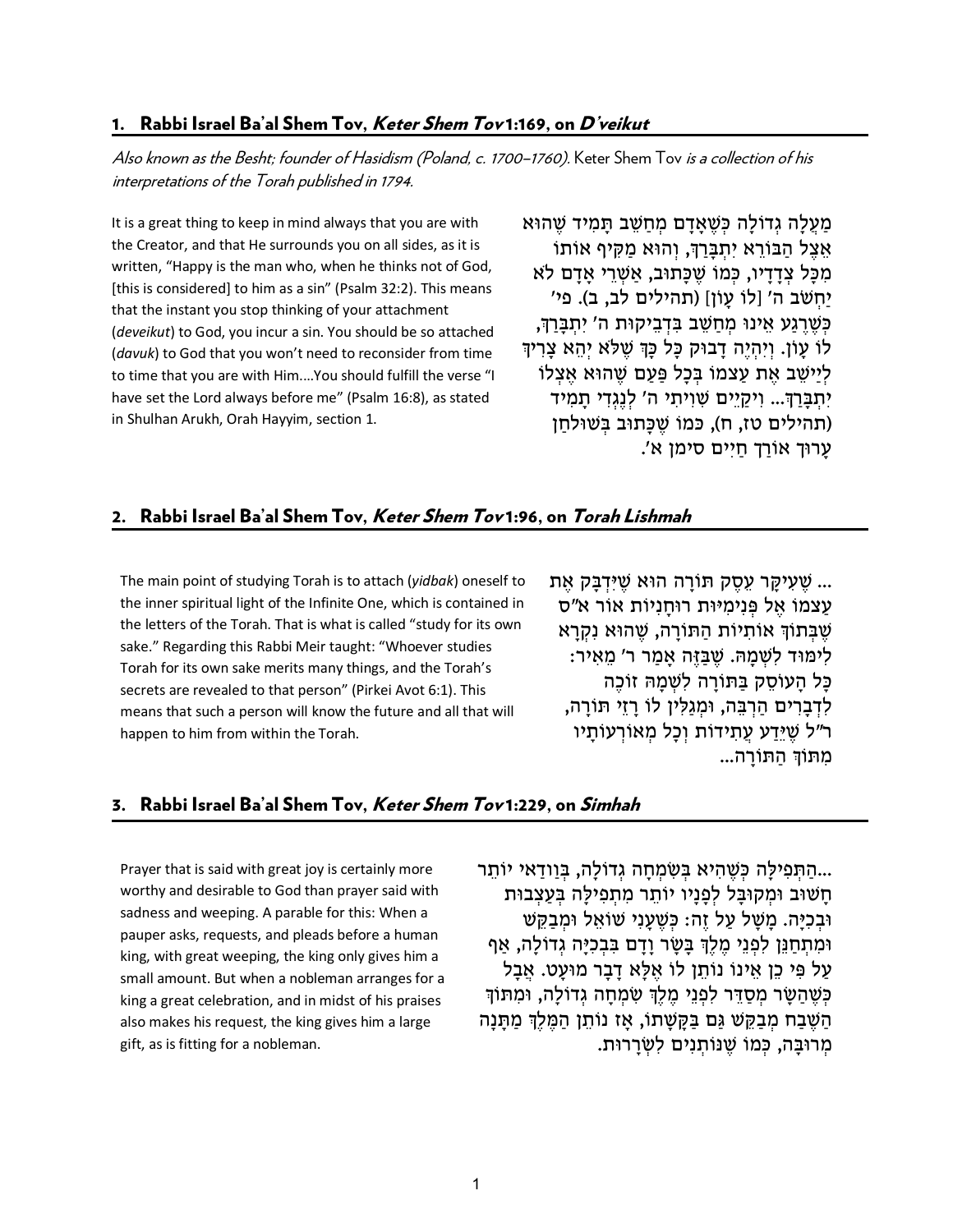## 1. Rabbi Israel Ba'al Shem Tov, *Keter Shem Tov* 1:169, on *D'veikut*

*Also known as the Besht; founder of Hasidism (Poland, c. 1700–1760).* Keter Shem Tov *is a collection of his interpretations of the Torah published in 1794.*

It is a great thing to keep in mind always that you are with the Creator, and that He surrounds you on all sides, as it is written, "Happy is the man who, when he thinks not of God, [this is considered] to him as a sin" (Psalm 32:2). This means that the instant you stop thinking of your attachment (*deveikut*) to God, you incur a sin. You should be so attached (*davuk*) to God that you won't need to reconsider from time to time that you are with Him....You should fulfill the verse "I have set the Lord always before me" (Psalm 16:8), as stated in Shulhan Arukh, Orah Hayyim, section 1.

מַעֲלָה גְדוֹלָה כְּשֶׁאָדָם מְחַשֵּׁב תָּמִיד שֶׁהוּא אֵצֶל הַבּוֹרֵא יִתְבָּרֵךְ, וְהוּא מַקִּיף אוֹתוֹ מִכָּל צְדָדָיו, כְּמוֹ שֶׁכָּתוּב, אַשְׁרֵי אָדָם לֹא יַחְשֹׁב ה' [לוֹ עָוֹן] (תהילים לב, ב). פי' כְּשֶׁרֶגַע אֵינוֹ מְחַשֵּׁב בִּדְבֵיקוּת ה' יִתְבָּרֵךְ, לוֹ עָוֹן. וְיִהְיֶה דָבוּק כָּל כָּךְ שֶׁלֹּא יְהֵא צָרִיךְ לְיַישֵּׁב אֶת עַצְמוֹ בְּכָל פַּעַם שֶׁהוּא אֶצְלוֹ יִתְבָּרַךְ... וִיקַיֵּים שִׁוִּיתִי ה' לְנֶגְדִּי תָמִיד (תהילים טז, ח), כמוֹ שֶׁכָּתוּב בְּשׁוּלְחָן עָרוּךְ אוֹרַח חַיִּים סימן א'.

## 2. Rabbi Israel Ba'al Shem Tov, *Keter Shem Tov* 1:96, on *Torah Lishmah*

The main point of studying Torah is to attach (*yidbak*) oneself to the inner spiritual light of the Infinite One, which is contained in the letters of the Torah. That is what is called "study for its own sake." Regarding this Rabbi Meir taught: "Whoever studies Torah for its own sake merits many things, and the Torah's secrets are revealed to that person" (Pirkei Avot 6:1). This means that such a person will know the future and all that will happen to him from within the Torah.

... שֶׁעִיקַּר עֵסֶק תּוֹרָה הוּא שֶׁיִּדְבַּק אֶת עַצְמוֹ אֶל פְּנִימִיּוּת רוּחָנִיּוּת אוֹר א"ס שֶׁבְּתוֹךְ אוֹתִיּוֹת הַתּוֹרָה, שֶׁהוּא נִקְרָא לִימּוּד לִשְׁמָהּ. שֶׁבַּזֶּה אָמַר ר' מֵאִיר: כָּל הָעוֹסֵק בַּתּוֹרָה לִשְׁמָהּ זוֹכֶה לִדְבָרִים הַרְבֵּה, וּמְגַלִּין לוֹ רָזֵי תּוֹרָה, ר"ל שֶׁיֵּדַע עֲתִידוֹת וְכָל מְאוֹרְעוֹתָיו מִתּוֹךְ הַתּוֹרָה...

## 3. Rabbi Israel Ba'al Shem Tov, *Keter Shem Tov* 1:229, on *Simhah*

Prayer that is said with great joy is certainly more worthy and desirable to God than prayer said with sadness and weeping. A parable for this: When a pauper asks, requests, and pleads before a human king, with great weeping, the king only gives him a small amount. But when a nobleman arranges for a king a great celebration, and in midst of his praises also makes his request, the king gives him a large gift, as is fitting for a nobleman.

...הַתְּפִילָּה כְּשֶׁהִיא בְּשִׂמְחָה גְדוֹלָה, בְּוַדַּאי יוֹתֵר חָשׁוּב וּמְקוּבָּל לְפָנָיו יוֹתֵר מִתְּפִילָּה בְּעַצְבוּת וּבְכִיָּה. מָשָׁל עַל זֶה: כְּשֶׁעָנִי שׁוֹאֵל וּמְבַקֵּשׁ וּמִתְחַנֵּן לִפְנֵי מֶלֶךְ בָּשָׂר וָדָם בִּבְכִיָּה גְדוֹלָה, אַף עַל פִּי כֵן אֵינוֹ נוֹתֵן לוֹ אֶלָּא דָבָר מוּעָט. אֲבָל כְּשֶׁהַשָּׂר מְסַדֵּר לִפְנֵי מֶלֶךְ שִׂמְחָה גְדוֹלָה, וּמִתּוֹךְ הַשֶּׁבַח מְבַקֵּשׁ גַּם בַּקָּשָׁתוֹ, אָז נוֹתֵן הַמֶּלֶךְ מַתָּנָה מְרוּבָּה, כְּמוֹ שֶׁנּוֹתְנִים לְשָׂרְרוּת.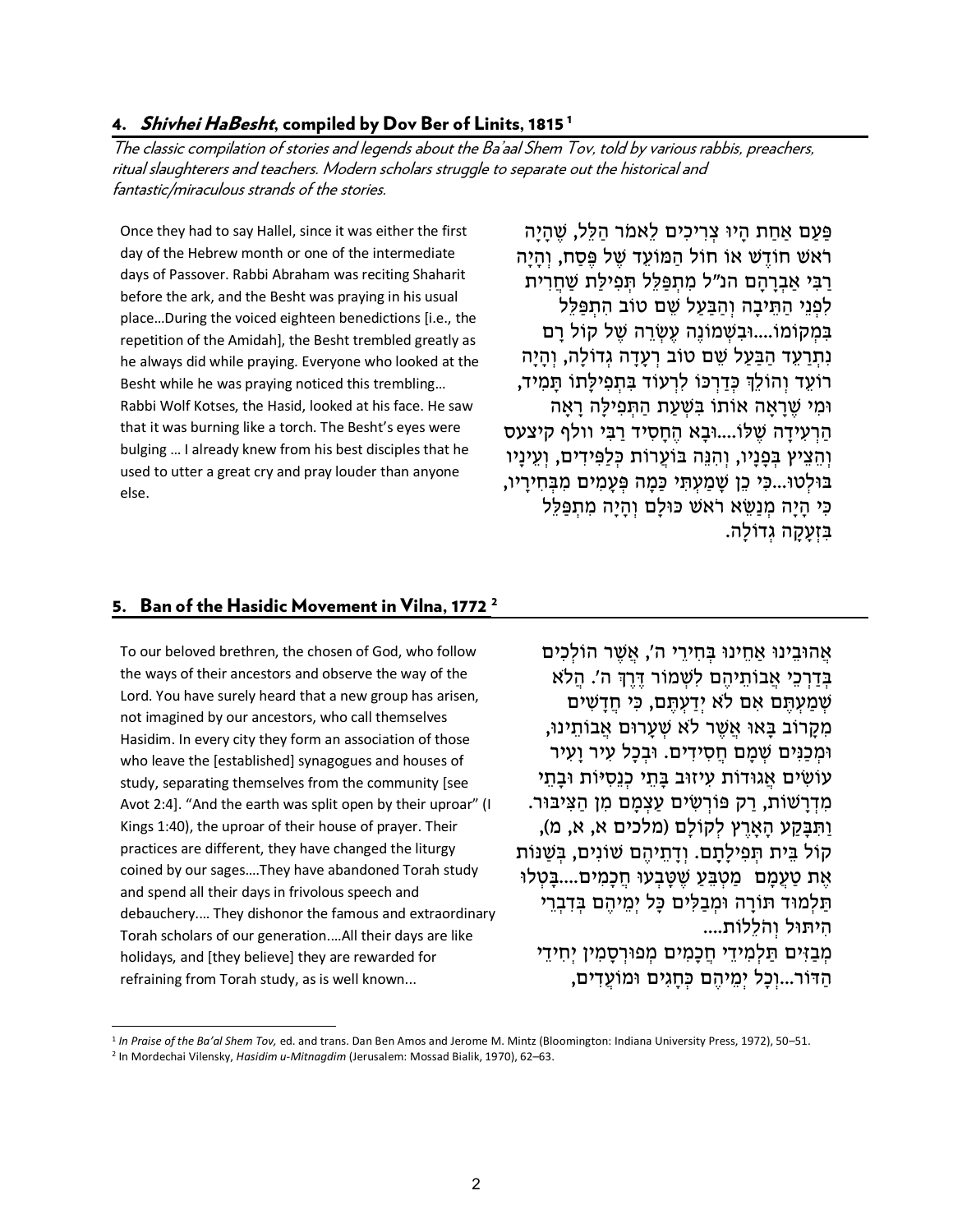## 4. *Shivhei HaBesht*, compiled by Dov Ber of Linits, 1815 [1]

*The classic compilation of stories and legends about the Ba'aal Shem Tov, told by various rabbis, preachers, ritual slaughterers and teachers. Modern scholars struggle to separate out the historical and fantastic/miraculous strands of the stories.*

Once they had to say Hallel, since it was either the first day of the Hebrew month or one of the intermediate days of Passover. Rabbi Abraham was reciting Shaharit before the ark, and the Besht was praying in his usual place…During the voiced eighteen benedictions [i.e., the repetition of the Amidah], the Besht trembled greatly as he always did while praying. Everyone who looked at the Besht while he was praying noticed this trembling… Rabbi Wolf Kotses, the Hasid, looked at his face. He saw that it was burning like a torch. The Besht's eyes were bulging … I already knew from his best disciples that he used to utter a great cry and pray louder than anyone else.

פַּעַם אַחַת הָיוּ צְרִיכִים לֵאמֹר הַלֵּל, שֶׁהָיָה רֹאשׁ חוֹדֶשׁ אוֹ חוֹל הַמּוֹעֵד שֶׁל פֶּסַח, וְהָיָה רַבִּי אַבְרָהָם הנ"ל מִתְפַּלֵּל תְּפִילַּת שַׁחֲרִית לִפְנֵי הַתֵּיבָה וְהַבַּעַל שֵׁם טוֹב הִתְפַּלֵּל בִּמְקוֹמוֹ....וּבִשְׁמוֹנֶה עֶשְׂרֵה שֶׁל קוֹל רָם נִתְרַעֵד הַבַּעַל שֵׁם טוֹב רְעָדָה גְדוֹלָה, וְהָיָה רוֹעֵד וְהוֹלֵךְ כְּדַרְכּוֹ לִרְעוֹד בִּתְפִילָּתוֹ תָּמִיד, וּמִי שֶׁרָאָה אוֹתוֹ בִּשְׁעַת הַתְּפִלָּה רָאָה הָרְעִידָה שֶׁלּוֹ....וּבָא הֶחָסִיד רַבִּי וולף קיצעס וְהֵצִיץ בְּפָנָיו, וְהִנֵּה בּוֹעֲרוֹת כְּלַפִּידִים, וְעֵינָיו בּוֹלְטוּ...כִּי כֵן שָׁמַעְתִּי כַּמָּה פְּעָמִים מִבְּחִירָיו, כִּי הָיָה מְנַשֵּׂא רֹאשׁ כּוּלָּם וְהָיָה מִתְפַּלֵּל בִּזְעָקָה גְדוֹלָה.

## 5. Ban of the Hasidic Movement in Vilna, 1772 [2]

To our beloved brethren, the chosen of God, who follow the ways of their ancestors and observe the way of the Lord. You have surely heard that a new group has arisen, not imagined by our ancestors, who call themselves Hasidim. In every city they form an association of those who leave the [established] synagogues and houses of study, separating themselves from the community [see Avot 2:4]. "And the earth was split open by their uproar" (I Kings 1:40), the uproar of their house of prayer. Their practices are different, they have changed the liturgy coined by our sages….They have abandoned Torah study and spend all their days in frivolous speech and debauchery…. They dishonor the famous and extraordinary Torah scholars of our generation….All their days are like holidays, and [they believe] they are rewarded for refraining from Torah study, as is well known...

אֲהוּבֵינוּ אַחֵינוּ בְּחִירֵי ה', אֲשֶׁר הוֹלְכִים בְּדַרְכֵי אֲבוֹתֵיהֶם לִשְׁמוֹר דֶּרֶךְ ה'. הֲלֹא שְׁמַעְתֶּם אִם לֹא יְדַעְתֶּם, כִּי חֲדָשִׁים מִקָּרוֹב בָּאוּ אֲשֶׁר לֹא שְׂעָרוּם אֲבוֹתֵינוּ, וּמְכַנִּים שְׁמָם חֲסִידִים. וּבְכָל עִיר וָעִיר עוֹשִׂים אֲגוּדוֹת עִיזוּב בָּתֵּי כְנֵסִיּוֹת וּבָתֵּי מִדְרָשׁוֹת, רַק פּוֹרְשִׁים עַצְמָם מִן הַצִּיבּוּר. וַתִּבָּקַע הָאָרֶץ לְקוֹלָם (מלכים א, א, מ), קוֹל בֵּית תְּפִילָּתָם. וְדָתֵיהֶם שׁוֹנִים, בְּשַׁנּוֹת אֶת טַעֲמָם מִטְבֵּעַ שֶׁטָּבְעוּ חֲכָמִים....בָּטְלוּ תַּלְמוּד תּוֹרָה וּמְבַלִּים כָּל יְמֵיהֶם בְּדִבְרֵי הִיתּוּל וְהֻלֵלוֹת....

מְבַזִּים תַּלְמִידֵי חֲכָמִים מְפוּרְסָמִין יְחִידֵי הַדּוֹר...וְכָל יְמֵיהֶם כְּחָגִים וּמוֹעֲדִים,

---

[1] *In Praise of the Ba'al Shem Tov,* ed. and trans. Dan Ben Amos and Jerome M. Mintz (Bloomington: Indiana University Press, 1972), 50–51.

[2] In Mordechai Vilensky, *Hasidim u-Mitnagdim* (Jerusalem: Mossad Bialik, 1970), 62–63.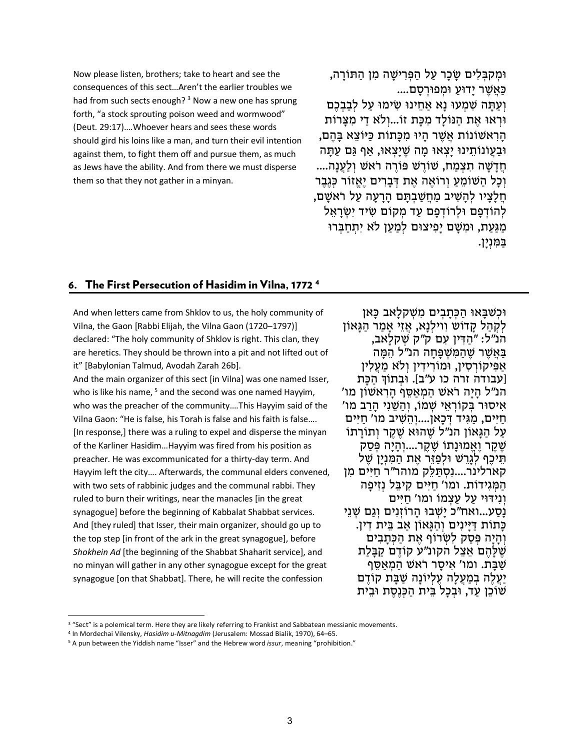Now please listen, brothers; take to heart and see the consequences of this sect…Aren't the earlier troubles we had from such sects enough?[3] Now a new one has sprung forth, "a stock sprouting poison weed and wormwood" (Deut. 29:17)….Whoever hears and sees these words should gird his loins like a man, and turn their evil intention against them, to fight them off and pursue them, as much as Jews have the ability. And from there we must disperse them so that they not gather in a minyan.

וּמְקַבְּלִים שָׂכָר עַל הַפְּרִישָׁה מִן הַתּוֹרָה, כַּאֲשֶׁר יָדוּעַ וּמְפוּרְסָם....
וְעַתָּה שִׁמְעוּ נָא אַחֵינוּ שִׂימוּ עַל לְבַבְכֶם וּרְאוּ אֶת הַנּוֹלָד מִכַּת זוֹ...וְלֹא דַי מִצָּרוֹת הָרִאשׁוֹנוֹת אֲשֶׁר הָיוּ מִכִּתּוֹת כַּיּוֹצֵא בָּהֶם, וּבַעֲוֹנוֹתֵינוּ יָצְאוּ מָה שֶׁיָּצְאוּ, אַף גַּם עַתָּה חֲדָשָׁה תִצְמַח, שׁוֹרֶשׁ פּוֹרֶה רֹאשׁ וְלַעֲנָה....
וְכָל הַשּׁוֹמֵעַ וְרוֹאֶה אֶת דְּבָרִים יֶאֱזוֹר כְּגֶבֶר חֲלָצָיו לְהָשִׁיב מַחֲשַׁבְתָּם הָרָעָה עַל רֹאשָׁם, לְהוֹדְפָם וּלְרוֹדְפָם עַד מְקוֹם שֶׁיַּד יִשְׂרָאֵל מַגַּעַת, וּמִשָּׁם יָפִיצוּם לְמַעַן לֹא יִתְחַבְּרוּ בַּמִּנְיָן.

## 6. The First Persecution of Hasidim in Vilna, 1772[4]

And when letters came from Shklov to us, the holy community of Vilna, the Gaon [Rabbi Elijah, the Vilna Gaon (1720–1797)] declared: "The holy community of Shklov is right. This clan, they are heretics. They should be thrown into a pit and not lifted out of it" [Babylonian Talmud, Avodah Zarah 26b].

And the main organizer of this sect [in Vilna] was one named Isser, who is like his name,[5] and the second was one named Hayyim, who was the preacher of the community….This Hayyim said of the Vilna Gaon: "He is false, his Torah is false and his faith is false…. [In response,] there was a ruling to expel and disperse the minyan of the Karliner Hasidim…Hayyim was fired from his position as preacher. He was excommunicated for a thirty-day term. And Hayyim left the city…. Afterwards, the communal elders convened, with two sets of rabbinic judges and the communal rabbi. They ruled to burn their writings, near the manacles [in the great synagogue] before the beginning of Kabbalat Shabbat services. And [they ruled] that Isser, their main organizer, should go up to the top step [in front of the ark in the great synagogue], before *Shokhein Ad* [the beginning of the Shabbat Shaharit service], and no minyan will gather in any other synagogue except for the great synagogue [on that Shabbat]. There, he will recite the confession

וּכְשֶׁבָּאוּ הַכְּתָבִים מִשְּׁקְלָאב כָּאן לְקָהָל קָדוֹשׁ ווִילְנָא, אֱזַי אָמַר הַגָּאוֹן הנ"ל: "הַדִּין עִם ק"ק שְׁקְלָאב, בַּאֲשֶׁר שֶׁהַמִּשְׁפָּחָה הנ"ל הֵמָּה אַפִּיקוֹרְסִין, וּמוֹרִידִין וְלֹא מַעֲלִין [עבודה זרה כו ע"ב]. וּבְתוֹךְ הַכַּת הנ"ל הָיָה רֹאשׁ הַמְּאַסֵּף הָרִאשׁוֹן מו' אִיסוּר בְּקוֹרְאֵי שְׁמוֹ, וְהַשֵּׁנִי הָרַב מו' חַיִּים, מַגִּיד דְּכָאן....וְהֵשִׁיב מו' חַיִּים עַל הַגָּאוֹן הנ"ל שֶׁהוּא שֶׁקֶר וְתוֹרָתוֹ שֶׁקֶר וֶאֱמוּנָתוֹ שֶׁקֶר....וְהָיָה פְּסַק תֵּיכֶף לְגָרֵשׁ וּלְפַזֵּר אֶת הַמִּנְיָן שֶׁל קַארלִינֶר....נִסְתַּלֵּק מוהר"ר חַיִּים מִן הַמַּגִּידוּת. ומו' חַיִּים קִיבֵּל נְזִיפָה וְנִידּוּי עַל עַצְמוֹ ומו' חַיִּים נָסַע...ואח"כ יָשְׁבוּ הָרוֹזְנִים וְגַם שְׁנֵי כִּתּוֹת דַּיָּינִים וְהַגָּאוֹן אַב בֵּית דִּין. וְהָיָה פְּסַק לִשְׂרוֹף אֶת הַכְּתָבִים שֶׁלָּהֶם אֵצֶל הקונ"ע קוֹדֶם קַבָּלַת שַׁבָּת. ומו' אִיסָר רֹאשׁ הַמְאַסֵּף יַעֲלֶה בְּמַעֲלָה עֶלְיוֹנָה שַׁבָּת קוֹדֶם שׁוֹכֵן עַד, וּבְכָל בֵּית הַכְּנֶסֶת וּבֵית

---

[3] "Sect" is a polemical term. Here they are likely referring to Frankist and Sabbatean messianic movements.

[4] In Mordechai Vilensky, *Hasidim u-Mitnagdim* (Jerusalem: Mossad Bialik, 1970), 64–65.

[5] A pun between the Yiddish name "Isser" and the Hebrew word *issur*, meaning "prohibition."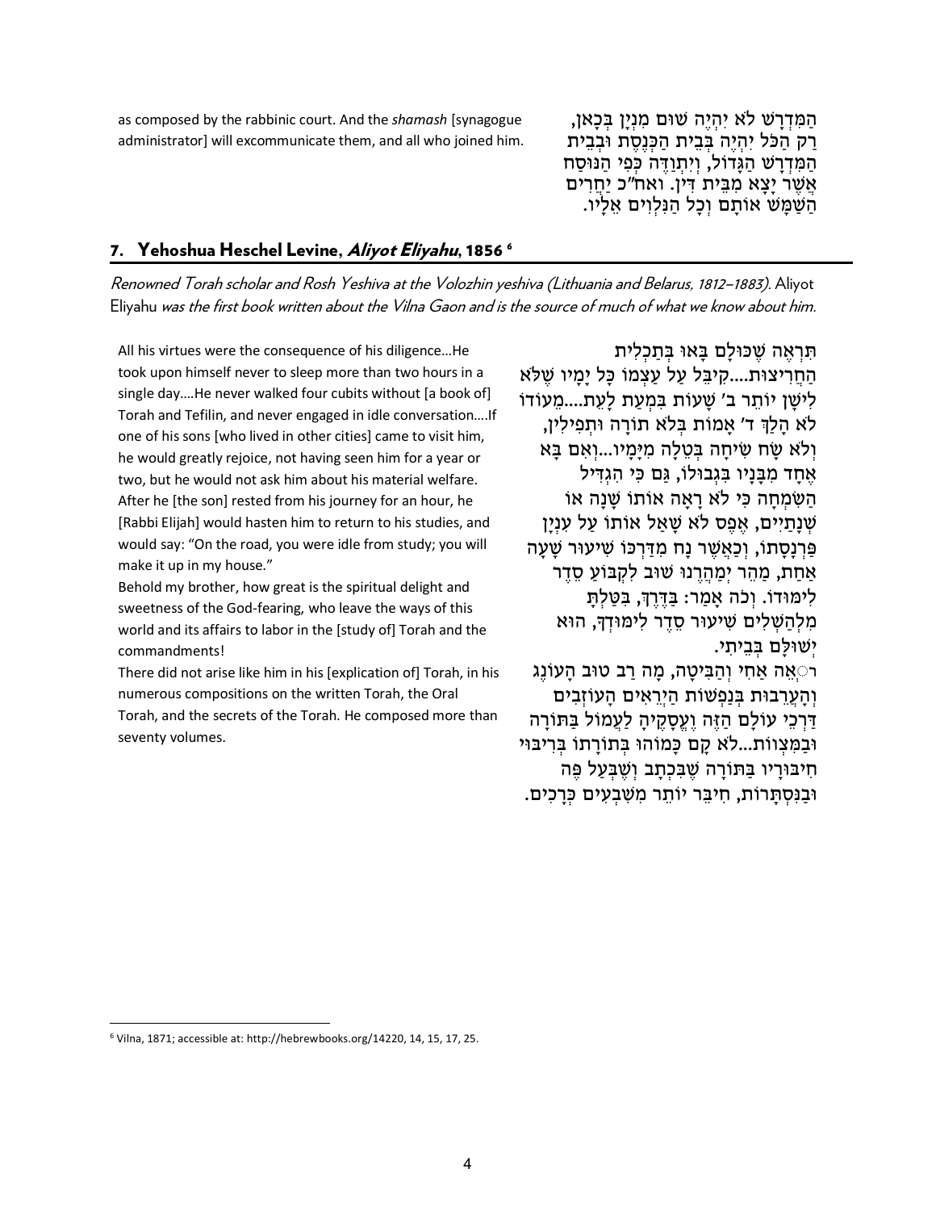as composed by the rabbinic court. And the *shamash* [synagogue administrator] will excommunicate them, and all who joined him.

הַמִּדְרָשׁ לֹא יִהְיֶה שׁוּם מִנְיָן בְּכָאן, רַק הַכֹּל יִהְיֶה בְּבֵית הַכְּנֶסֶת וּבְבֵית הַמִּדְרָשׁ הַגָּדוֹל, וְיִתְוַדֶּה כְּפִי הַנּוּסָח אֲשֶׁר יָצָא מִבֵּית דִּין. ואח"כ יַחֲרִים הַשַּׁמָּשׁ אוֹתָם וְכָל הַנִּלְוִים אֵלָיו.

## 7. Yehoshua Heschel Levine, *Aliyot Eliyahu*, 1856 [6]

*Renowned Torah scholar and Rosh Yeshiva at the Volozhin yeshiva (Lithuania and Belarus, 1812–1883).* Aliyot Eliyahu *was the first book written about the Vilna Gaon and is the source of much of what we know about him.*

All his virtues were the consequence of his diligence…He took upon himself never to sleep more than two hours in a single day….He never walked four cubits without [a book of] Torah and Tefilin, and never engaged in idle conversation….If one of his sons [who lived in other cities] came to visit him, he would greatly rejoice, not having seen him for a year or two, but he would not ask him about his material welfare. After he [the son] rested from his journey for an hour, he [Rabbi Elijah] would hasten him to return to his studies, and would say: "On the road, you were idle from study; you will make it up in my house."

Behold my brother, how great is the spiritual delight and sweetness of the God-fearing, who leave the ways of this world and its affairs to labor in the [study of] Torah and the commandments!

There did not arise like him in his [explication of] Torah, in his numerous compositions on the written Torah, the Oral Torah, and the secrets of the Torah. He composed more than seventy volumes.

תִּרְאֶה שֶׁכּוּלָם בָּאוּ בְּתַכְלִית הַחֲרִיצוּת....קִיבֵּל עַל עַצְמוֹ כָּל יָמָיו שֶׁלֹּא לִישַׁן יוֹתֵר ב' שָׁעוֹת בְּמֵעֵת לָעֵת....מֵעוֹדוֹ לֹא הָלַךְ ד' אַמּוֹת בְּלֹא תוֹרָה וּתְפִילִין, וְלֹא שָׂח שִׂיחָה בְּטֵלָה מִיָּמָיו...וְאִם בָּא אֶחָד מִבָּנָיו בִּגְבוּלוֹ, גַּם כִּי הִגְדִּיל הַשִּׂמְחָה כִּי לֹא רָאָה אוֹתוֹ שָׁנָה אוֹ שְׁנָתַיִם, אֶפֶס לֹא שָׁאַל אוֹתוֹ עַל עִנְיַן פַּרְנָסָתוֹ, וְכַאֲשֶׁר נָח מִדַּרְכּוֹ שִׁיעוּר שָׁעָה אַחַת, מַהֵר יְמַהֲרֵנוּ שׁוּב לִקְבּוֹעַ סֶדֶר לִימּוּדוֹ. וְכֹה אָמַר: בַּדֶּרֶךְ, בִּטַּלְתָּ מִלְּהַשְׁלִים שִׁיעוּר סֶדֶר לִימּוּדְךָ, הוּא יְשׁוּלָּם בְּבֵיתִי.

רְאֵה אָחִי וְהַבִּיטָה, מָה רַב טוּב הָעוֹנֶג וְהָעֲרֵבוּת בְּנַפְשׁוֹת הַיְרֵאִים הָעוֹזְבִים דַּרְכֵי עוֹלָם הַזֶּה וַעֲסָקֶיהָ לַעֲמוֹל בַּתּוֹרָה וּבַמִּצְוֹת...לֹא קָם כָּמוֹהוּ בְּתוֹרָתוֹ בְּרִיבּוּי חִיבּוּרָיו בַּתּוֹרָה שֶׁבִּכְתָב וְשֶׁבְּעַל פֶּה וּבַנִּסְתָּרוֹת, חִיבֵּר יוֹתֵר מִשִּׁבְעִים כְּרָכִים.

---

[6] Vilna, 1871; accessible at: http://hebrewbooks.org/14220, 14, 15, 17, 25.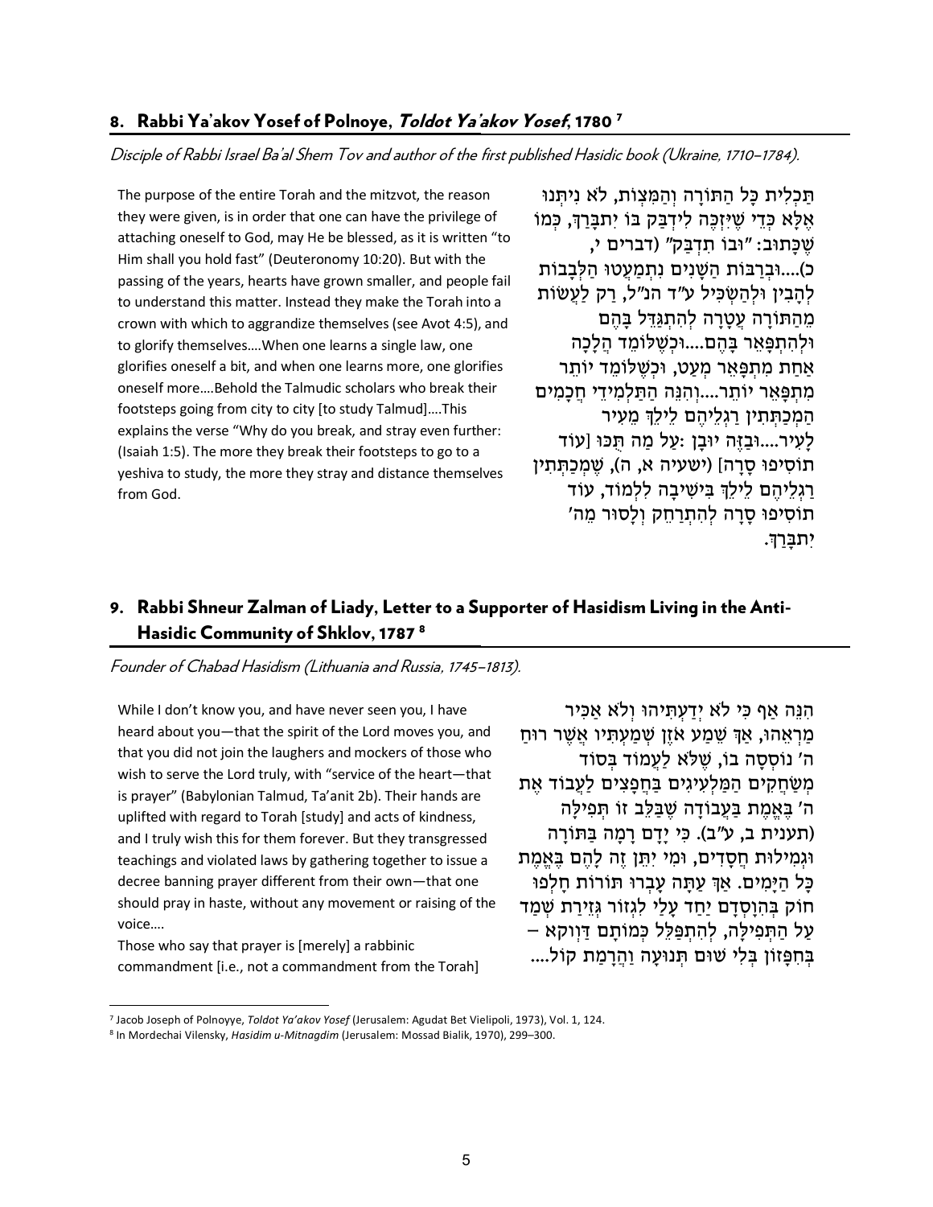## 8. Rabbi Ya'akov Yosef of Polnoye, *Toldot Ya'akov Yosef*, 1780 [7]

*Disciple of Rabbi Israel Ba'al Shem Tov and author of the first published Hasidic book (Ukraine, 1710–1784).*

The purpose of the entire Torah and the mitzvot, the reason they were given, is in order that one can have the privilege of attaching oneself to God, may He be blessed, as it is written "to Him shall you hold fast" (Deuteronomy 10:20). But with the passing of the years, hearts have grown smaller, and people fail to understand this matter. Instead they make the Torah into a crown with which to aggrandize themselves (see Avot 4:5), and to glorify themselves….When one learns a single law, one glorifies oneself a bit, and when one learns more, one glorifies oneself more….Behold the Talmudic scholars who break their footsteps going from city to city [to study Talmud]….This explains the verse "Why do you break, and stray even further: (Isaiah 1:5). The more they break their footsteps to go to a yeshiva to study, the more they stray and distance themselves from God.

תַּכְלִית כָּל הַתּוֹרָה וְהַמִּצְוֹת, לֹא נִיתְּנוּ אֶלָּא כְּדֵי שֶׁיִּזְכֶּה לִידָּבֵק בּוֹ יִתְבָּרֵךְ, כְּמוֹ שֶׁכָּתוּב: "וּבוֹ תִדְבָּק" (דברים י, כ)....וּבְרַבּוֹת הַשָּׁנִים נִתְמַעֲטוּ הַלְּבָבוֹת לְהָבִין וּלְהַשְׂכִּיל ע"ד הנ"ל, רַק לַעֲשׂוֹת מֵהַתּוֹרָה עֲטָרָה לְהִתְגַּדֵּל בָּהֶם וּלְהִתְפָּאֵר בָּהֶם....וּכְשֶׁלּוֹמֵד הֲלָכָה אַחַת מִתְפָּאֵר מְעַט, וּכְשֶׁלּוֹמֵד יוֹתֵר מִתְפָּאֵר יוֹתֵר...וְהִנֵּה הַתַּלְמִידֵי חֲכָמִים הַמְּכַתְּתִין רַגְלֵיהֶם לֵילֵךְ מֵעִיר לְעִיר....וּבָזֶה יוּבָן :עַל מֶה תֻכּוּ [עוֹד תוֹסִיפוּ סָרָה] (ישעיה א, ה), שֶׁמְּכַתְּתִין רַגְלֵיהֶם לֵילֵךְ בִּישִׁיבָה לִלְמוֹד, עוֹד תוֹסִיפוּ סָרָה לְהִתְרַחֵק וְלָסוּר מֵה' יִתְבָּרֵךְ.

## 9. Rabbi Shneur Zalman of Liady, Letter to a Supporter of Hasidism Living in the Anti-Hasidic Community of Shklov, 1787 [8]

*Founder of Chabad Hasidism (Lithuania and Russia, 1745–1813).*

While I don't know you, and have never seen you, I have heard about you—that the spirit of the Lord moves you, and that you did not join the laughers and mockers of those who wish to serve the Lord truly, with "service of the heart—that is prayer" (Babylonian Talmud, Ta'anit 2b). Their hands are uplifted with regard to Torah [study] and acts of kindness, and I truly wish this for them forever. But they transgressed teachings and violated laws by gathering together to issue a decree banning prayer different from their own—that one should pray in haste, without any movement or raising of the voice….

Those who say that prayer is [merely] a rabbinic commandment [i.e., not a commandment from the Torah]

הִנֵּה אַף כִּי לֹא יְדַעְתִּיהוּ וְלֹא אַכִּיר מַרְאֵהוּ, אַךְ שֵׁמַע אֹזֶן שְׁמַעְתִּיו אֲשֶׁר רוּחַ ה' נוֹסְסָה בוֹ, שֶׁלֹּא לַעֲמוֹד בְּסוֹד מְשַׂחֲקִים הַמַּלְעִיגִים בַּחֲפָצִים לַעֲבוֹד אֶת ה' בֶּאֱמֶת בַּעֲבוֹדָה שֶׁבַּלֵּב זוֹ תְּפִילָּה (תענית ב, ע"ב). כִּי יָדָם רָמָה בַּתּוֹרָה וּגְמִילוּת חֲסָדִים, וּמִי יִתֵּן זֶה לָהֶם בֶּאֱמֶת כָּל הַיָּמִים. אַךְ עַתָּה עָבְרוּ תוֹרוֹת חָלְפוּ חוֹק בְּהִוָּסְדָם יַחַד עָלַי לִגְזוֹר גְּזֵירַת שְׁמַד עַל הַתְּפִילָּה, לְהִתְפַּלֵּל כְּמוֹתָם דַּוְוקָא – בְּחִפָּזוֹן בְּלִי שׁוּם תְּנוּעָה וַהֲרָמַת קוֹל....

---

[7] Jacob Joseph of Polnoyye, *Toldot Ya'akov Yosef* (Jerusalem: Agudat Bet Vielipoli, 1973), Vol. 1, 124.

[8] In Mordechai Vilensky, *Hasidim u-Mitnagdim* (Jerusalem: Mossad Bialik, 1970), 299–300.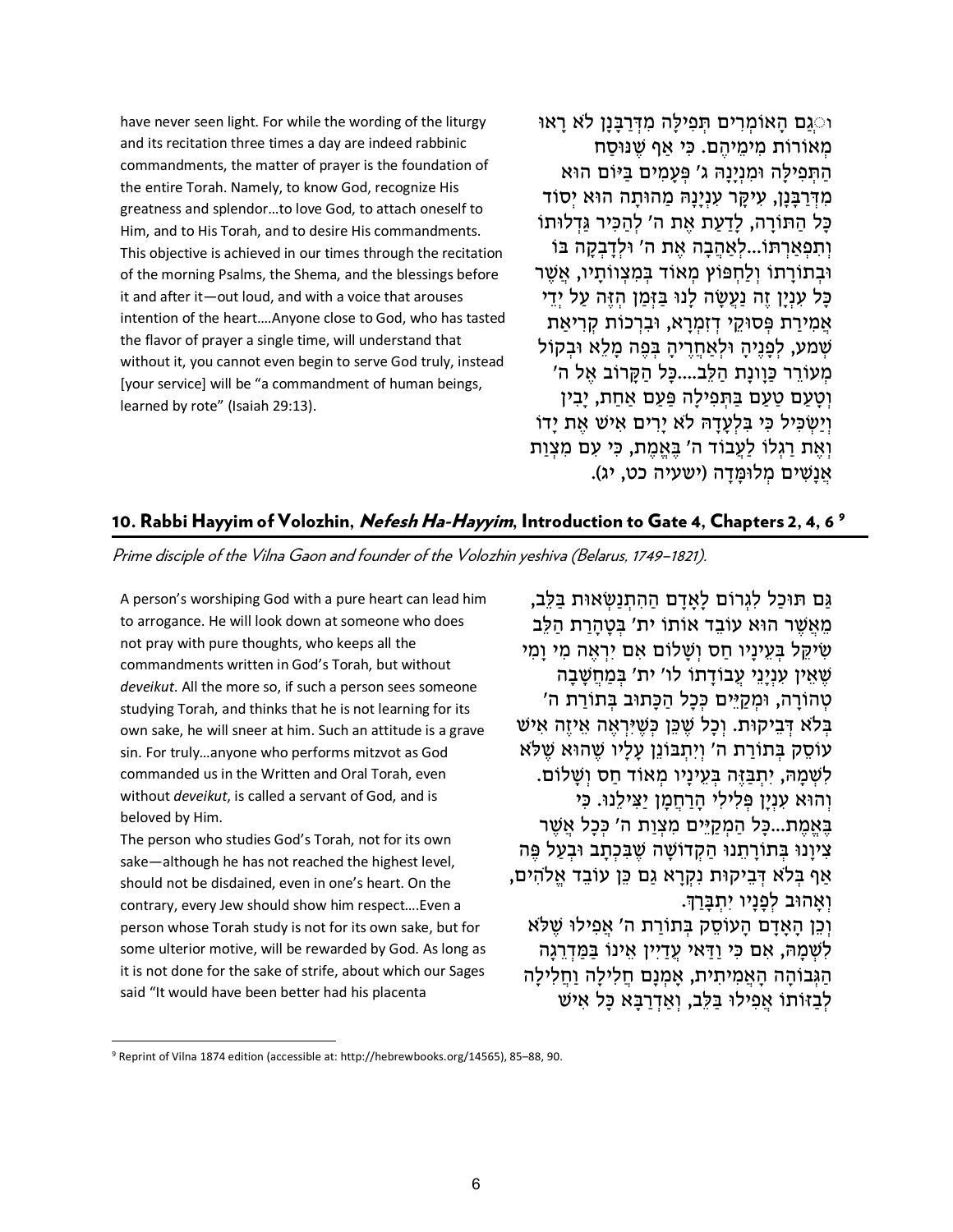have never seen light. For while the wording of the liturgy and its recitation three times a day are indeed rabbinic commandments, the matter of prayer is the foundation of the entire Torah. Namely, to know God, recognize His greatness and splendor…to love God, to attach oneself to Him, and to His Torah, and to desire His commandments. This objective is achieved in our times through the recitation of the morning Psalms, the Shema, and the blessings before it and after it—out loud, and with a voice that arouses intention of the heart….Anyone close to God, who has tasted the flavor of prayer a single time, will understand that without it, you cannot even begin to serve God truly, instead [your service] will be "a commandment of human beings, learned by rote" (Isaiah 29:13).

וְגַם הָאוֹמְרִים תְּפִילָּה מִדְּרַבָּנָן לֹא רָאוּ מְאוֹרוֹת מִימֵיהֶם. כִּי אַף שֶׁנּוּסַח הַתְּפִילָּה וּמִנְיָנָהּ ג' פְּעָמִים בַּיּוֹם הוּא מִדְּרַבָּנָן, עִיקַּר עִנְיָנָהּ מַהוּתָהּ הוּא יְסוֹד כָּל הַתּוֹרָה, לָדַעַת אֶת ה' לְהַכִּיר גַּדְלוּתוֹ וְתִפְאַרְתּוֹ...לְאַהֲבָה אֶת ה' וּלְדָבְקָה בּוֹ וּבְתוֹרָתוֹ וְלַחְפּוֹץ מְאוֹד בְּמִצְוֹתָיו, אֲשֶׁר כָּל עִנְיָן זֶה נַעֲשָׂה לָנוּ בַּזְּמַן הַזֶּה עַל יְדֵי אֲמִירַת פְּסוּקֵי דְזִמְרָא, וּבִרְכוֹת קְרִיאַת שְׁמַע, לְפָנֶיהָ וּלְאַחֲרֶיהָ בְּפֶה מָלֵא וּבְקוֹל מְעוֹרֵר כַּוָּונַת הַלֵּב....כָּל הַקָּרוֹב אֶל ה' וְטָעַם טַעַם בַּתְּפִילָּה פַּעַם אַחַת, יָבִין וְיַשְׂכִּיל כִּי בִּלְעָדָהּ לֹא יָרִים אִישׁ אֶת יָדוֹ וְאֶת רַגְלוֹ לַעֲבוֹד ה' בֶּאֱמֶת, כִּי עִם מִצְוַת אֲנָשִׁים מְלוּמָּדָה (ישעיה כט, יג).

## 10. Rabbi Hayyim of Volozhin, *Nefesh Ha-Hayyim*, Introduction to Gate 4, Chapters 2, 4, 6 [9]

*Prime disciple of the Vilna Gaon and founder of the Volozhin yeshiva (Belarus, 1749–1821).*

A person's worshiping God with a pure heart can lead him to arrogance. He will look down at someone who does not pray with pure thoughts, who keeps all the commandments written in God's Torah, but without *deveikut*. All the more so, if such a person sees someone studying Torah, and thinks that he is not learning for its own sake, he will sneer at him. Such an attitude is a grave sin. For truly…anyone who performs mitzvot as God commanded us in the Written and Oral Torah, even without *deveikut*, is called a servant of God, and is beloved by Him.

The person who studies God's Torah, not for its own sake—although he has not reached the highest level, should not be disdained, even in one's heart. On the contrary, every Jew should show him respect….Even a person whose Torah study is not for its own sake, but for some ulterior motive, will be rewarded by God. As long as it is not done for the sake of strife, about which our Sages said "It would have been better had his placenta

גַּם תּוּכַל לִגְרוֹם לָאָדָם הַהִתְנַשְּׂאוּת בַּלֵּב, מֵאֲשֶׁר הוּא עוֹבֵד אוֹתוֹ ית' בְּטָהֳרַת הַלֵּב שֶׁיֵּקַל בְּעֵינָיו חַס וְשָׁלוֹם אִם יִרְאֶה מִי וָמִי שֶׁאֵין עִנְיְנֵי עֲבוֹדָתוֹ לוֹ' ית' בְּמַחֲשָׁבָה טְהוֹרָה, וּמְקַיֵּים כְּכָל הַכָּתוּב בְּתוֹרַת ה' בְּלֹא דְּבֵיקוּת. וְכָל שֶׁכֵּן כְּשֶׁיִּרְאֶה אֵיזֶה אִישׁ עוֹסֵק בְּתוֹרַת ה' וְיִתְבּוֹנֵן עָלָיו שֶׁהוּא שֶׁלֹּא לִשְׁמָהּ, יִתְבַּזֶּה בְּעֵינָיו מְאוֹד חַס וְשָׁלוֹם. וְהוּא עִנְיָן פְּלִילִי הָרַחֲמָן יַצִּילֵנוּ. כִּי בֶּאֱמֶת...כָּל הַמְקַיֵּים מִצְוַת ה' כְּכָל אֲשֶׁר צִיוָּנוּ בְּתוֹרָתֵנוּ הַקְּדוֹשָׁה שֶׁבִּכְתָב וּבְעַל פֶּה אַף בְּלֹא דְּבֵיקוּת נִקְרָא גַּם כֵּן עוֹבֵד אֱלֹהִים, וְאָהוּב לְפָנָיו יִתְבָּרַךְ.

וְכֵן הָאָדָם הָעוֹסֵק בְּתוֹרַת ה' אֲפִילּוּ שֶׁלֹּא לִשְׁמָהּ, אִם כִּי וַדַּאי עֲדַיִין אֵינוֹ בַּמַּדְרֵגָה הַגְּבוֹהָה הָאֲמִיתִית, אָמְנָם חֲלִילָה וַחֲלִילָה לְבַזּוֹתוֹ אֲפִילּוּ בַּלֵּב, וְאַדְּרַבָּא כָּל אִישׁ

---

[9] Reprint of Vilna 1874 edition (accessible at: http://hebrewbooks.org/14565), 85–88, 90.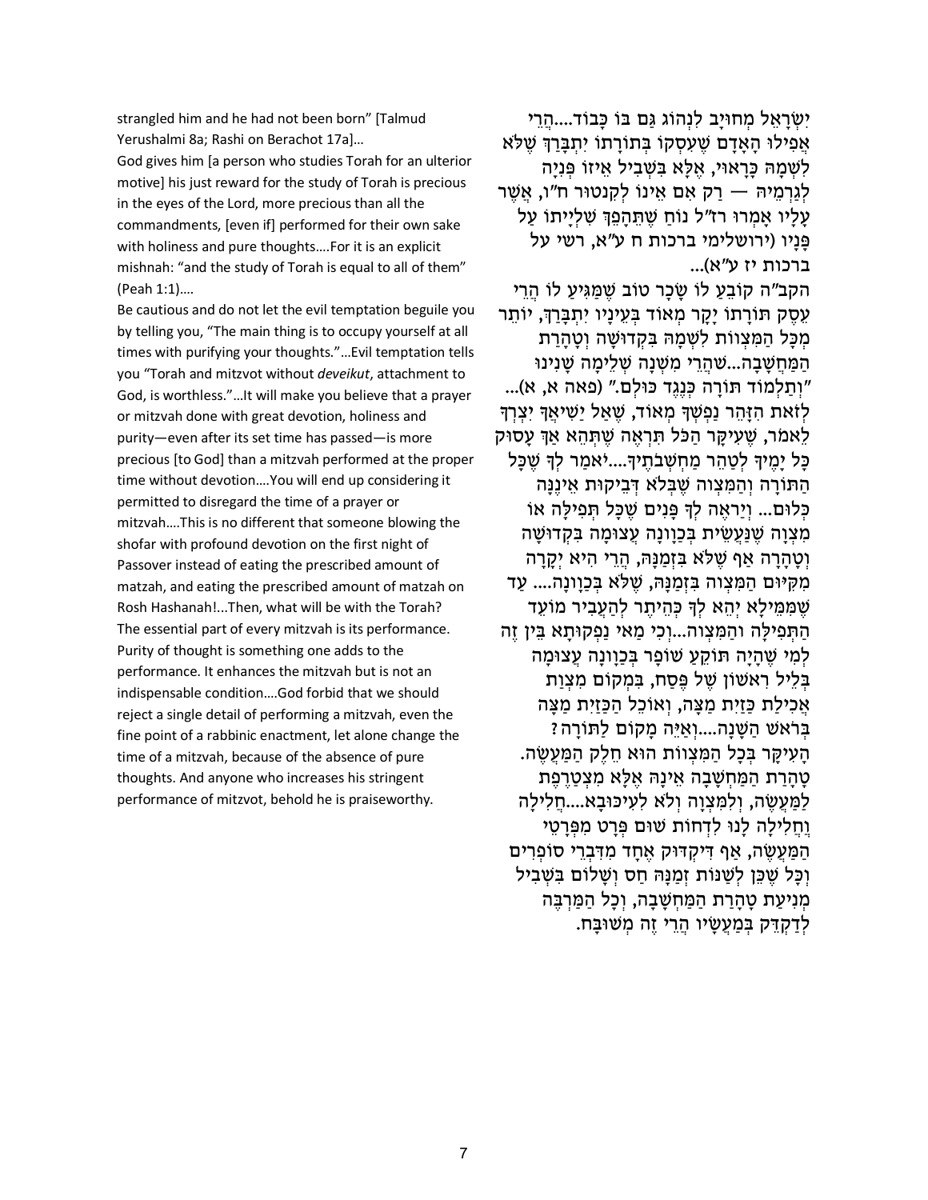strangled him and he had not been born" [Talmud Yerushalmi 8a; Rashi on Berachot 17a]…

God gives him [a person who studies Torah for an ulterior motive] his just reward for the study of Torah is precious in the eyes of the Lord, more precious than all the commandments, [even if] performed for their own sake with holiness and pure thoughts….For it is an explicit mishnah: "and the study of Torah is equal to all of them" (Peah 1:1)….

Be cautious and do not let the evil temptation beguile you by telling you, "The main thing is to occupy yourself at all times with purifying your thoughts."…Evil temptation tells you "Torah and mitzvot without *deveikut*, attachment to God, is worthless."…It will make you believe that a prayer or mitzvah done with great devotion, holiness and purity—even after its set time has passed—is more precious [to God] than a mitzvah performed at the proper time without devotion….You will end up considering it permitted to disregard the time of a prayer or mitzvah….This is no different that someone blowing the shofar with profound devotion on the first night of Passover instead of eating the prescribed amount of matzah, and eating the prescribed amount of matzah on Rosh Hashanah!...Then, what will be with the Torah? The essential part of every mitzvah is its performance. Purity of thought is something one adds to the performance. It enhances the mitzvah but is not an indispensable condition….God forbid that we should reject a single detail of performing a mitzvah, even the fine point of a rabbinic enactment, let alone change the time of a mitzvah, because of the absence of pure thoughts. And anyone who increases his stringent performance of mitzvot, behold he is praiseworthy.

יִשְׂרָאֵל מְחוּיָב לִנְהוֹג גַּם בּוֹ כָּבוֹד....הֲרֵי אֲפִילּוּ הָאָדָם שֶׁעֵסֶק בְּתוֹרָתוֹ יִתְבָּרַךְ שֶׁלֹּא לִשְׁמָהּ כָּרָאוּי, אֶלָּא בִּשְׁבִיל אֵיזוֹ פְּנִיָּה לְגַרְמֵיהּ — רַק אִם אֵינוֹ לְקַנְטוּר ח"ו, אֲשֶׁר עָלָיו אָמְרוּ רז"ל נוֹחַ שֶׁתֵּהָפֵךְ שִׁלְיָיתוֹ עַל פָּנָיו (ירושלמי ברכות ח ע"א, רשי על ברכות יז ע"א)...

הקב"ה קוֹבֵעַ לוֹ שָׂכָר טוֹב שֶׁמַּגִּיעַ לוֹ הֲרֵי עֵסֶק תּוֹרָתוֹ יָקָר מְאוֹד בְּעֵינָיו יִתְבָּרַךְ, יוֹתֵר מִכָּל הַמִּצְווֹת לִשְׁמָהּ בִּקְדוּשָּׁה וְטָהֳרַת הַמַּחֲשָׁבָה...שֶׁהֲרֵי מִשְׁנָה שְׁלֵימָה שָׁנִינוּ "וְתַלְמוּד תּוֹרָה כְּנֶגֶד כּוּלָּם." (פאה א, א)...

לְזֹאת הִזָּהֵר נַפְשְׁךָ מְאוֹד, שֶׁאַל יַשִּׁיאֲךָ יִצְרְךָ לֵאמֹר, שֶׁעִיקַּר הַכֹּל תִּרְאֶה שֶׁתְּהֵא אַךְ עָסוּק כָּל יָמֶיךָ לְטַהֵר מַחְשְׁבֹתֶיךָ....יֹאמַר לְךָ שֶׁכָּל הַתּוֹרָה וְהַמִּצְוָה שֶׁבְּלֹא דְּבֵיקוּת אֵינֶנָּה כְּלוּם... וְיַרְאֶה לְךָ פָּנִים שֶׁכָּל תְּפִילָּה אוֹ מִצְוָה שֶׁנַּעֲשֵׂית בְּכַוָּונָה עֲצוּמָה בִּקְדוּשָּׁה וְטָהֳרָה אַף שֶׁלֹּא בִּזְמַנָּהּ, הֲרֵי הִיא יְקָרָה מִקִּיּוּם הַמִּצְוָה בִּזְמַנָּהּ, שֶׁלֹּא בְּכַוָּונָה.... עַד שֶׁמִּמֵּילָא יְהֵא לְךָ כְּהֶיתֵּר לְהַעֲבִיר מוֹעֵד הַתְּפִילָּה וְהַמִּצְוָה...וְכִי מַאי נַפְקוּתָא בֵּין זֶה לְמִי שֶׁהָיָה תּוֹקֵעַ שׁוֹפָר בְּכַוָּונָה עֲצוּמָה בְּלֵיל רִאשׁוֹן שֶׁל פֶּסַח, בִּמְקוֹם מִצְוַת אֲכִילַת כַּזַּיִת מַצָּה, וְאוֹכֵל הַכַּזַּיִת מַצָּה בְּרֹאשׁ הַשָּׁנָה....וְאַיֵּה מָקוֹם לַתּוֹרָה? הָעִיקָּר בְּכָל הַמִּצְווֹת הוּא חֵלֶק הַמַּעֲשֶׂה. טָהֳרַת הַמַּחְשָׁבָה אֵינָהּ אֶלָּא מִצְטָרֶפֶת לַמַּעֲשֶׂה, וְלַמִּצְוָה וְלֹא לְעִיכּוּבָא....חָלִילָה וַחֲלִילָה לָנוּ לִדְחוֹת שׁוּם פְּרָט מִפְּרָטֵי הַמַּעֲשֶׂה, אַף דִּיקְדּוּק אֶחָד מִדִּבְרֵי סוֹפְרִים וְכָל שֶׁכֵּן לְשַׁנּוֹת זְמַנָּהּ חַס וְשָׁלוֹם בִּשְׁבִיל מְנִיעַת טָהֳרַת הַמַּחְשָׁבָה, וְכָל הַמַּרְבֶּה לְדַקְדֵּק בְּמַעֲשָׂיו הֲרֵי זֶה מְשׁוּבָּח.